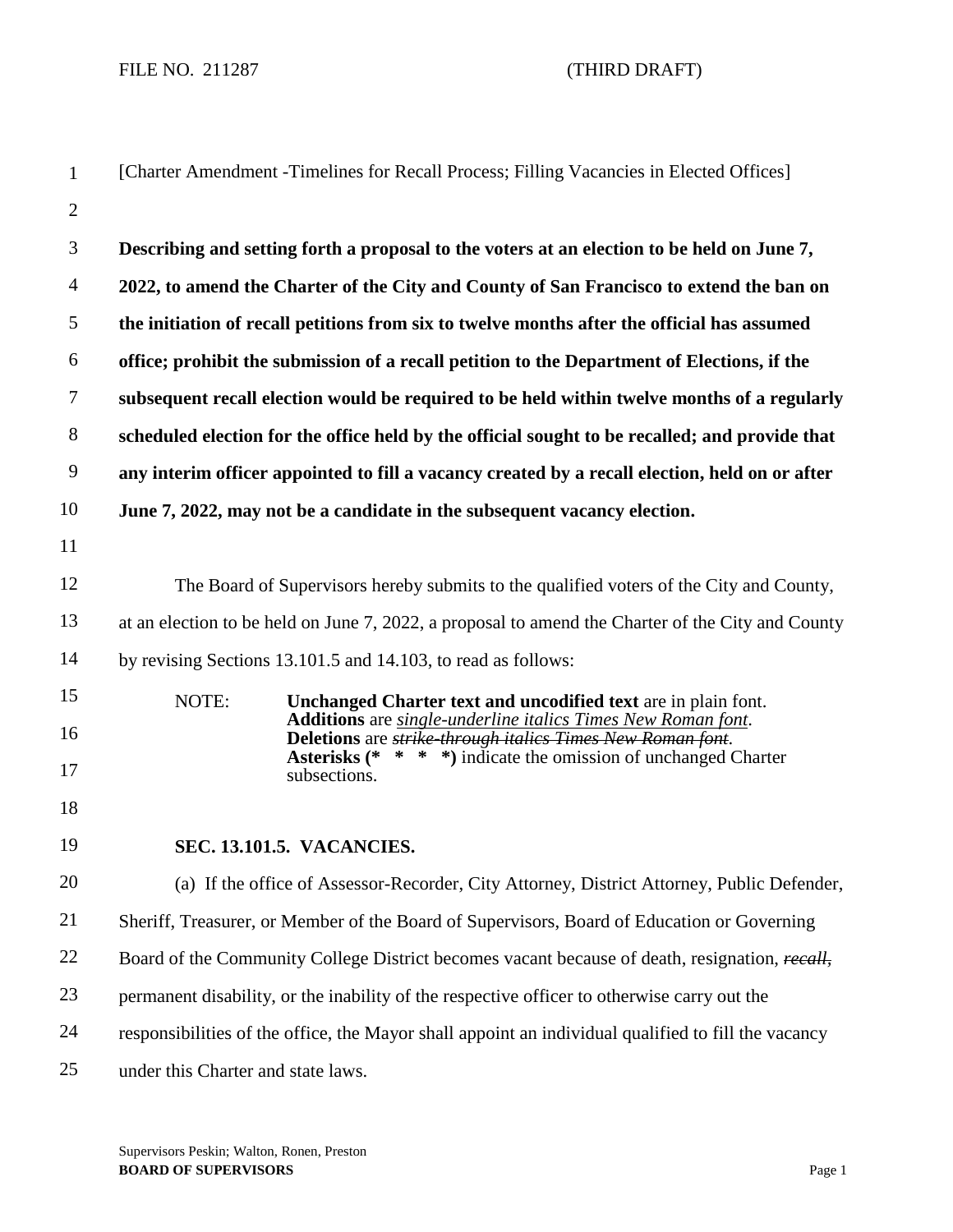FILE NO. 211287 (THIRD DRAFT)

[Charter Amendment -Timelines for Recall Process; Filling Vacancies in Elected Offices]

**Describing and setting forth a proposal to the voters at an election to be held on June 7, 2022, to amend the Charter of the City and County of San Francisco to extend the ban on the initiation of recall petitions from six to twelve months after the official has assumed office; prohibit the submission of a recall petition to the Department of Elections, if the subsequent recall election would be required to be held within twelve months of a regularly scheduled election for the office held by the official sought to be recalled; and provide that any interim officer appointed to fill a vacancy created by a recall election, held on or after June 7, 2022, may not be a candidate in the subsequent vacancy election.**

The Board of Supervisors hereby submits to the qualified voters of the City and County, at an election to be held on June 7, 2022, a proposal to amend the Charter of the City and County by revising Sections 13.101.5 and 14.103, to read as follows:

NOTE: **Unchanged Charter text and uncodified text** are in plain font.
**Additions** are *single-underline italics Times New Roman font*.
**Deletions** are ~~*strike-through italics Times New Roman font*~~.
**Asterisks (\*   \*   \*   \*)** indicate the omission of unchanged Charter subsections.

**SEC. 13.101.5. VACANCIES.**

(a) If the office of Assessor-Recorder, City Attorney, District Attorney, Public Defender, Sheriff, Treasurer, or Member of the Board of Supervisors, Board of Education or Governing Board of the Community College District becomes vacant because of death, resignation, ~~*recall,*~~ permanent disability, or the inability of the respective officer to otherwise carry out the responsibilities of the office, the Mayor shall appoint an individual qualified to fill the vacancy under this Charter and state laws.

Supervisors Peskin; Walton, Ronen, Preston
**BOARD OF SUPERVISORS**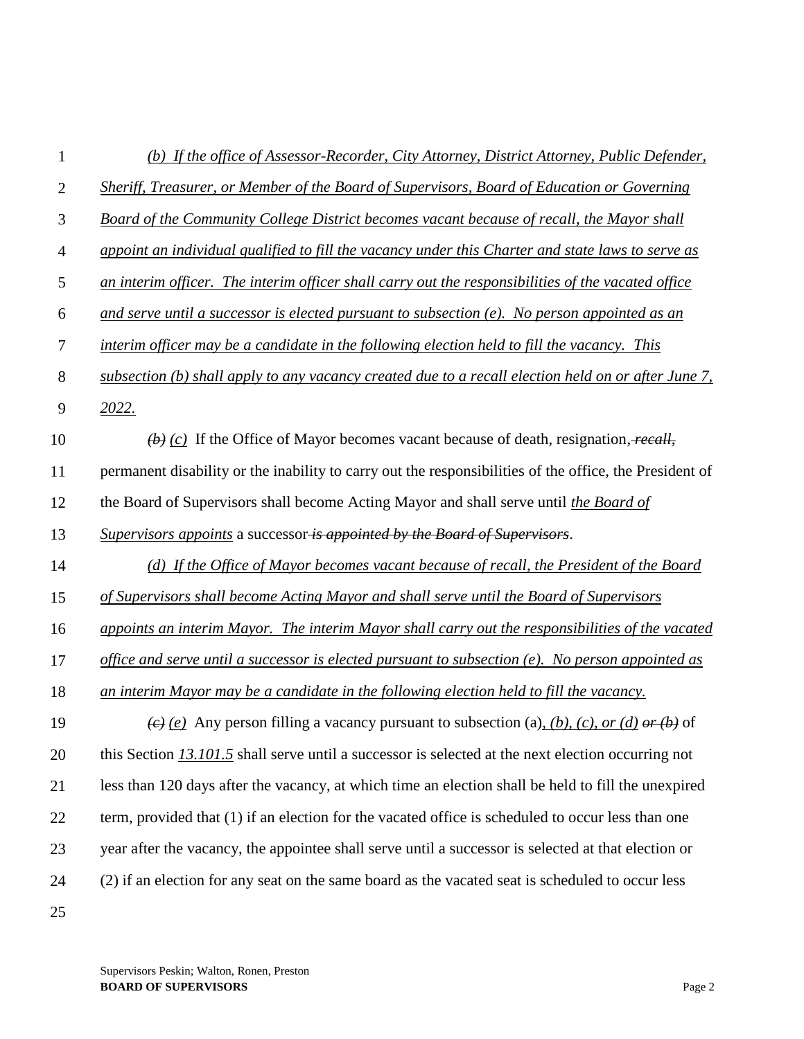*(b) If the office of Assessor-Recorder, City Attorney, District Attorney, Public Defender, Sheriff, Treasurer, or Member of the Board of Supervisors, Board of Education or Governing Board of the Community College District becomes vacant because of recall, the Mayor shall appoint an individual qualified to fill the vacancy under this Charter and state laws to serve as an interim officer. The interim officer shall carry out the responsibilities of the vacated office and serve until a successor is elected pursuant to subsection (e). No person appointed as an interim officer may be a candidate in the following election held to fill the vacancy. This subsection (b) shall apply to any vacancy created due to a recall election held on or after June 7, 2022.*

~~*(b)*~~ *(c)* If the Office of Mayor becomes vacant because of death, resignation, ~~*recall,*~~ permanent disability or the inability to carry out the responsibilities of the office, the President of the Board of Supervisors shall become Acting Mayor and shall serve until *the Board of Supervisors appoints* a successor ~~*is appointed by the Board of Supervisors*~~.

*(d) If the Office of Mayor becomes vacant because of recall, the President of the Board of Supervisors shall become Acting Mayor and shall serve until the Board of Supervisors appoints an interim Mayor. The interim Mayor shall carry out the responsibilities of the vacated office and serve until a successor is elected pursuant to subsection (e). No person appointed as an interim Mayor may be a candidate in the following election held to fill the vacancy.*

~~*(c)*~~ *(e)* Any person filling a vacancy pursuant to subsection (a)*, (b), (c), or (d)* ~~*or (b)*~~ of this Section *13.101.5* shall serve until a successor is selected at the next election occurring not less than 120 days after the vacancy, at which time an election shall be held to fill the unexpired term, provided that (1) if an election for the vacated office is scheduled to occur less than one year after the vacancy, the appointee shall serve until a successor is selected at that election or (2) if an election for any seat on the same board as the vacated seat is scheduled to occur less

Supervisors Peskin; Walton, Ronen, Preston
**BOARD OF SUPERVISORS**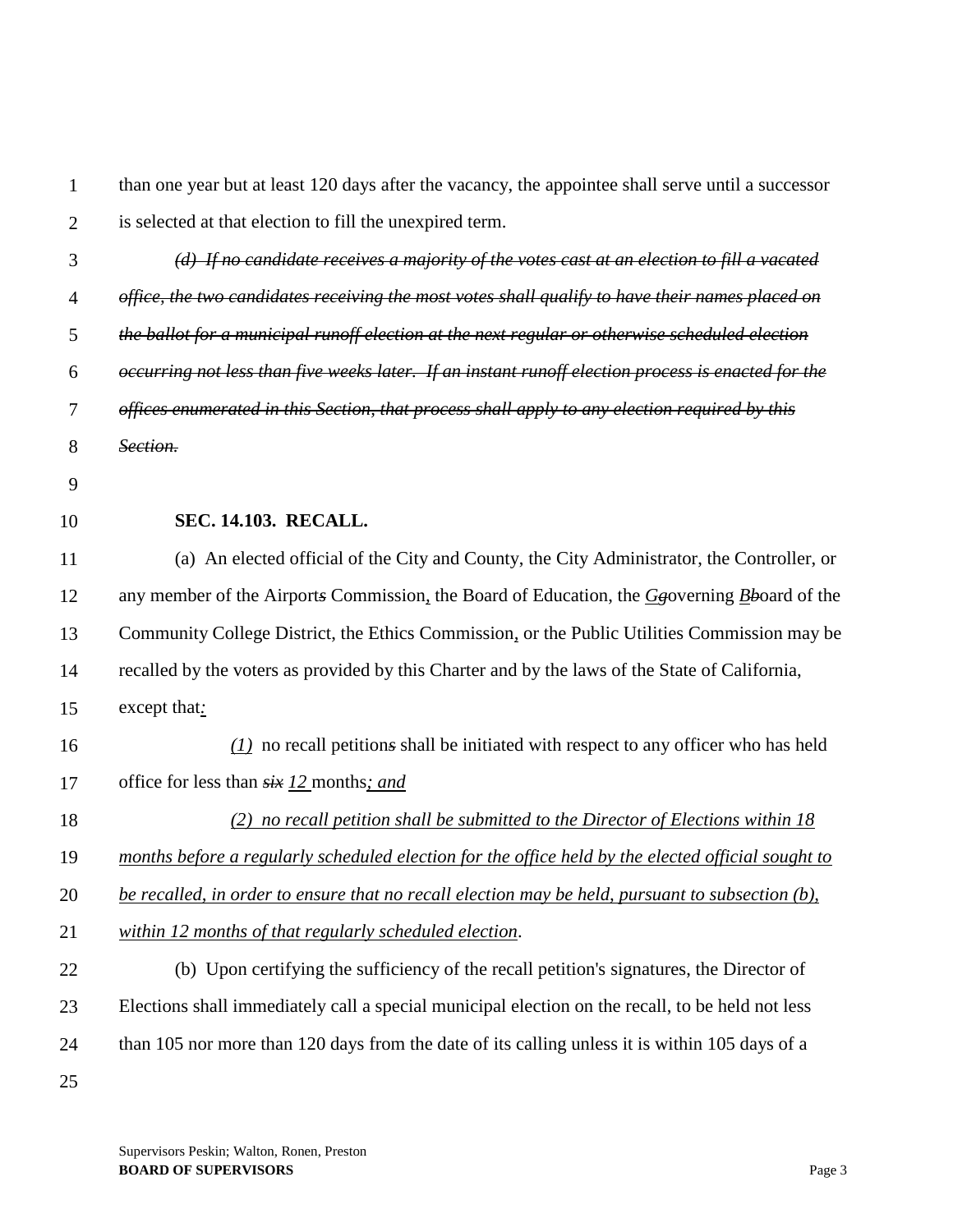than one year but at least 120 days after the vacancy, the appointee shall serve until a successor is selected at that election to fill the unexpired term.

~~*(d) If no candidate receives a majority of the votes cast at an election to fill a vacated office, the two candidates receiving the most votes shall qualify to have their names placed on the ballot for a municipal runoff election at the next regular or otherwise scheduled election occurring not less than five weeks later. If an instant runoff election process is enacted for the offices enumerated in this Section, that process shall apply to any election required by this Section.*~~

**SEC. 14.103. RECALL.**

(a) An elected official of the City and County, the City Administrator, the Controller, or any member of the Airport~~*s*~~ Commission*,* the Board of Education, the *G*~~*g*~~overning *B*~~*b*~~oard of the Community College District, the Ethics Commission*,* or the Public Utilities Commission may be recalled by the voters as provided by this Charter and by the laws of the State of California, except that*:*

*(1)* no recall petition~~*s*~~ shall be initiated with respect to any officer who has held office for less than ~~*six*~~ *12* months*; and*

*(2) no recall petition shall be submitted to the Director of Elections within 18 months before a regularly scheduled election for the office held by the elected official sought to be recalled, in order to ensure that no recall election may be held, pursuant to subsection (b), within 12 months of that regularly scheduled election*.

(b) Upon certifying the sufficiency of the recall petition's signatures, the Director of Elections shall immediately call a special municipal election on the recall, to be held not less than 105 nor more than 120 days from the date of its calling unless it is within 105 days of a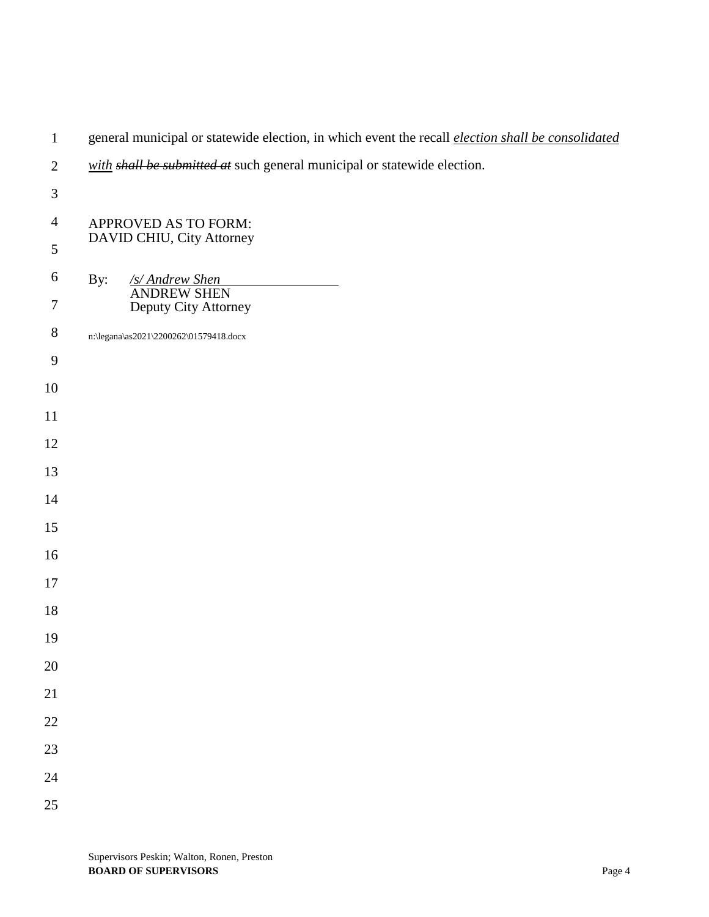general municipal or statewide election, in which event the recall ***election shall be consolidated with*** ~~*shall be submitted at*~~ such general municipal or statewide election.

APPROVED AS TO FORM:
DAVID CHIU, City Attorney

By: */s/ Andrew Shen*
ANDREW SHEN
Deputy City Attorney

n:\legana\as2021\2200262\01579418.docx

Supervisors Peskin; Walton, Ronen, Preston
**BOARD OF SUPERVISORS**